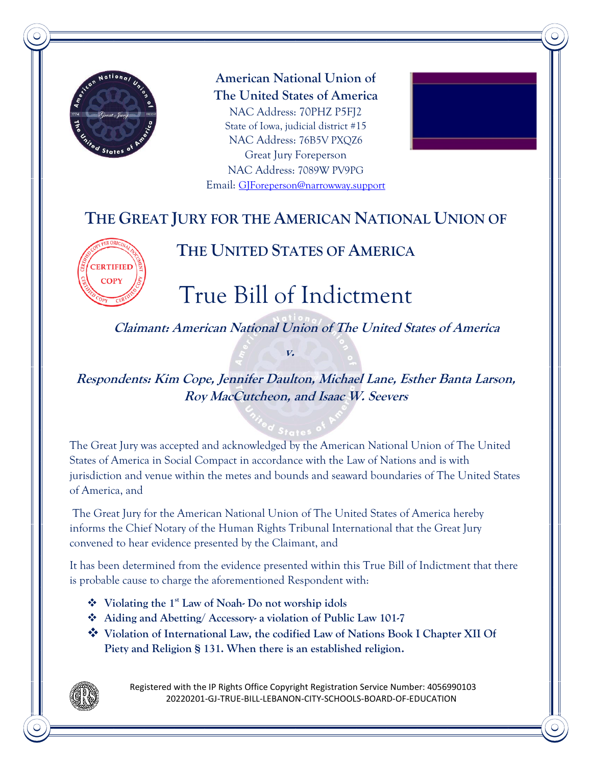**American National Union of**
**The United States of America**
NAC Address: 70PHZ P5FJ2
State of Iowa, judicial district #15
NAC Address: 76B5V PXQZ6
Great Jury Foreperson
NAC Address: 7089W PV9PG
Email: GJForeperson@narrowway.support

# THE GREAT JURY FOR THE AMERICAN NATIONAL UNION OF THE UNITED STATES OF AMERICA

CERTIFIED COPY

# True Bill of Indictment

***Claimant: American National Union of The United States of America***

***v.***

***Respondents: Kim Cope, Jennifer Daulton, Michael Lane, Esther Banta Larson, Roy MacCutcheon, and Isaac W. Seevers***

The Great Jury was accepted and acknowledged by the American National Union of The United States of America in Social Compact in accordance with the Law of Nations and is with jurisdiction and venue within the metes and bounds and seaward boundaries of The United States of America, and

The Great Jury for the American National Union of The United States of America hereby informs the Chief Notary of the Human Rights Tribunal International that the Great Jury convened to hear evidence presented by the Claimant, and

It has been determined from the evidence presented within this True Bill of Indictment that there is probable cause to charge the aforementioned Respondent with:

- **Violating the 1st Law of Noah- Do not worship idols**
- **Aiding and Abetting/ Accessory- a violation of Public Law 101-7**
- **Violation of International Law, the codified Law of Nations Book I Chapter XII Of Piety and Religion § 131. When there is an established religion.**

Registered with the IP Rights Office Copyright Registration Service Number: 4056990103
20220201-GJ-TRUE-BILL-LEBANON-CITY-SCHOOLS-BOARD-OF-EDUCATION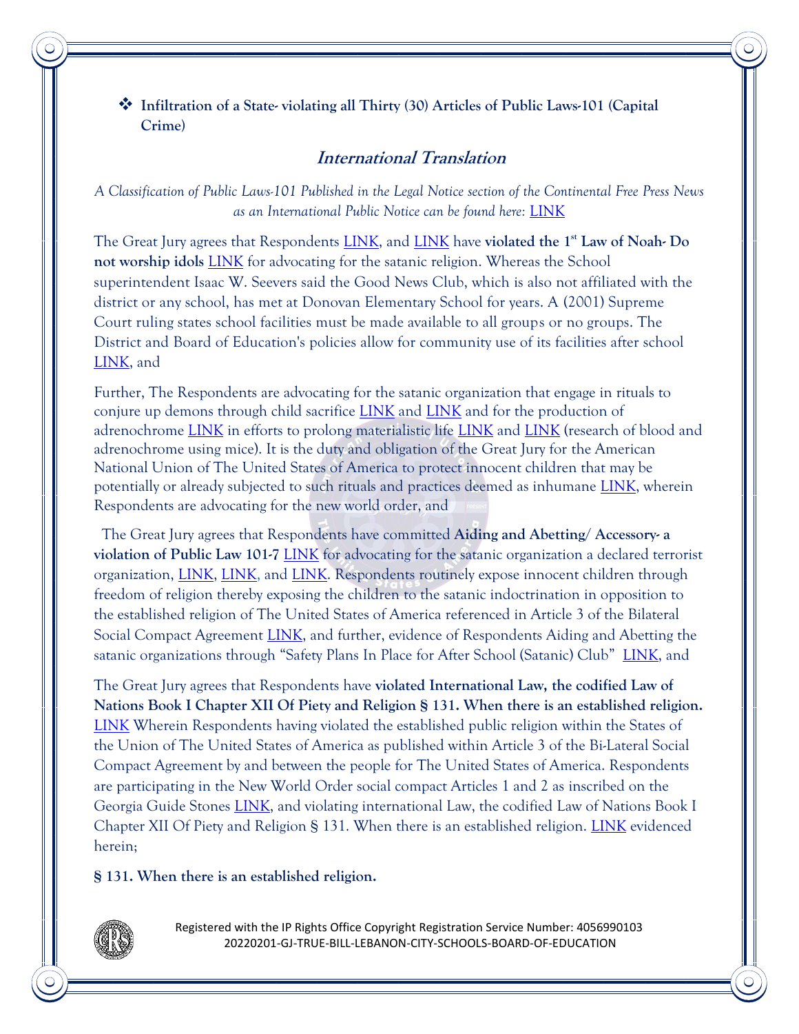- **Infiltration of a State- violating all Thirty (30) Articles of Public Laws-101 (Capital Crime)**

## *International Translation*

*A Classification of Public Laws-101 Published in the Legal Notice section of the Continental Free Press News as an International Public Notice can be found here:* LINK

The Great Jury agrees that Respondents LINK, and LINK have **violated the 1st Law of Noah- Do not worship idols** LINK for advocating for the satanic religion. Whereas the School superintendent Isaac W. Seevers said the Good News Club, which is also not affiliated with the district or any school, has met at Donovan Elementary School for years. A (2001) Supreme Court ruling states school facilities must be made available to all groups or no groups. The District and Board of Education's policies allow for community use of its facilities after school LINK, and

Further, The Respondents are advocating for the satanic organization that engage in rituals to conjure up demons through child sacrifice LINK and LINK and for the production of adrenochrome LINK in efforts to prolong materialistic life LINK and LINK (research of blood and adrenochrome using mice). It is the duty and obligation of the Great Jury for the American National Union of The United States of America to protect innocent children that may be potentially or already subjected to such rituals and practices deemed as inhumane LINK, wherein Respondents are advocating for the new world order, and

The Great Jury agrees that Respondents have committed **Aiding and Abetting/ Accessory- a violation of Public Law 101-7** LINK for advocating for the satanic organization a declared terrorist organization, LINK, LINK, and LINK. Respondents routinely expose innocent children through freedom of religion thereby exposing the children to the satanic indoctrination in opposition to the established religion of The United States of America referenced in Article 3 of the Bilateral Social Compact Agreement LINK, and further, evidence of Respondents Aiding and Abetting the satanic organizations through "Safety Plans In Place for After School (Satanic) Club" LINK, and

The Great Jury agrees that Respondents have **violated International Law, the codified Law of Nations Book I Chapter XII Of Piety and Religion § 131. When there is an established religion.** LINK Wherein Respondents having violated the established public religion within the States of the Union of The United States of America as published within Article 3 of the Bi-Lateral Social Compact Agreement by and between the people for The United States of America. Respondents are participating in the New World Order social compact Articles 1 and 2 as inscribed on the Georgia Guide Stones LINK, and violating international Law, the codified Law of Nations Book I Chapter XII Of Piety and Religion § 131. When there is an established religion. LINK evidenced herein;

**§ 131. When there is an established religion.**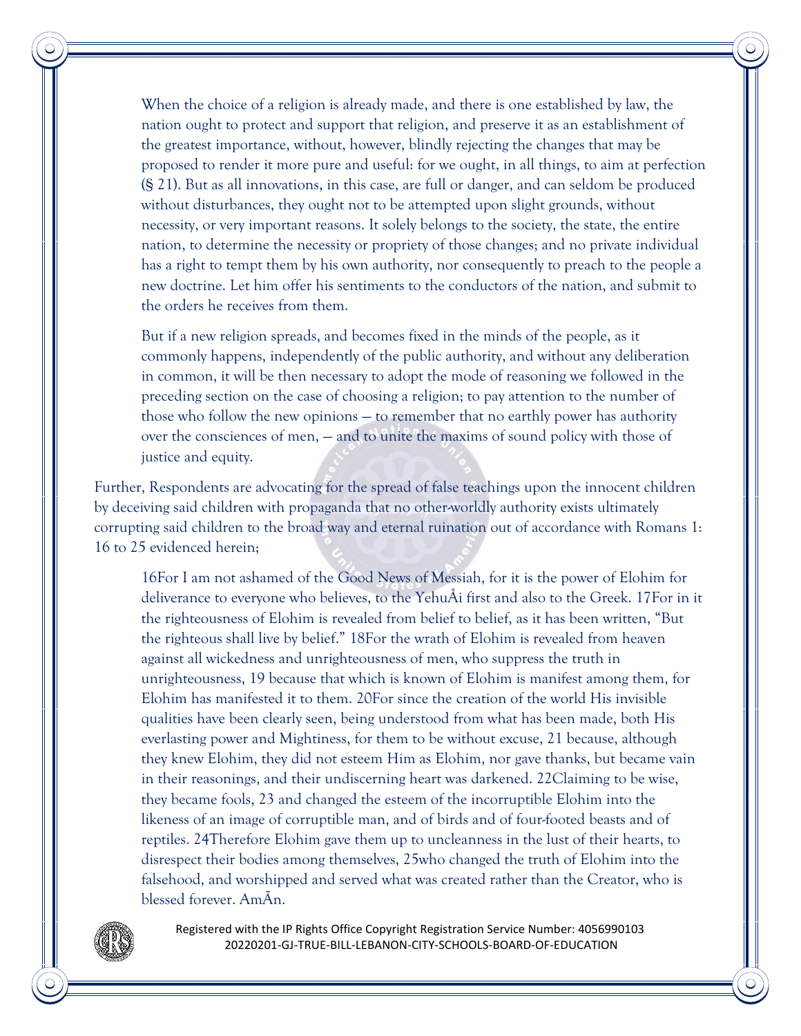> When the choice of a religion is already made, and there is one established by law, the nation ought to protect and support that religion, and preserve it as an establishment of the greatest importance, without, however, blindly rejecting the changes that may be proposed to render it more pure and useful: for we ought, in all things, to aim at perfection (§ 21). But as all innovations, in this case, are full or danger, and can seldom be produced without disturbances, they ought not to be attempted upon slight grounds, without necessity, or very important reasons. It solely belongs to the society, the state, the entire nation, to determine the necessity or propriety of those changes; and no private individual has a right to tempt them by his own authority, nor consequently to preach to the people a new doctrine. Let him offer his sentiments to the conductors of the nation, and submit to the orders he receives from them.
>
> But if a new religion spreads, and becomes fixed in the minds of the people, as it commonly happens, independently of the public authority, and without any deliberation in common, it will be then necessary to adopt the mode of reasoning we followed in the preceding section on the case of choosing a religion; to pay attention to the number of those who follow the new opinions — to remember that no earthly power has authority over the consciences of men, — and to unite the maxims of sound policy with those of justice and equity.

Further, Respondents are advocating for the spread of false teachings upon the innocent children by deceiving said children with propaganda that no other-worldly authority exists ultimately corrupting said children to the broad way and eternal ruination out of accordance with Romans 1: 16 to 25 evidenced herein;

> 16For I am not ashamed of the Good News of Messiah, for it is the power of Elohim for deliverance to everyone who believes, to the YehuÅi first and also to the Greek. 17For in it the righteousness of Elohim is revealed from belief to belief, as it has been written, "But the righteous shall live by belief." 18For the wrath of Elohim is revealed from heaven against all wickedness and unrighteousness of men, who suppress the truth in unrighteousness, 19 because that which is known of Elohim is manifest among them, for Elohim has manifested it to them. 20For since the creation of the world His invisible qualities have been clearly seen, being understood from what has been made, both His everlasting power and Mightiness, for them to be without excuse, 21 because, although they knew Elohim, they did not esteem Him as Elohim, nor gave thanks, but became vain in their reasonings, and their undiscerning heart was darkened. 22Claiming to be wise, they became fools, 23 and changed the esteem of the incorruptible Elohim into the likeness of an image of corruptible man, and of birds and of four-footed beasts and of reptiles. 24Therefore Elohim gave them up to uncleanness in the lust of their hearts, to disrespect their bodies among themselves, 25who changed the truth of Elohim into the falsehood, and worshipped and served what was created rather than the Creator, who is blessed forever. AmÃn.

Registered with the IP Rights Office Copyright Registration Service Number: 4056990103
20220201-GJ-TRUE-BILL-LEBANON-CITY-SCHOOLS-BOARD-OF-EDUCATION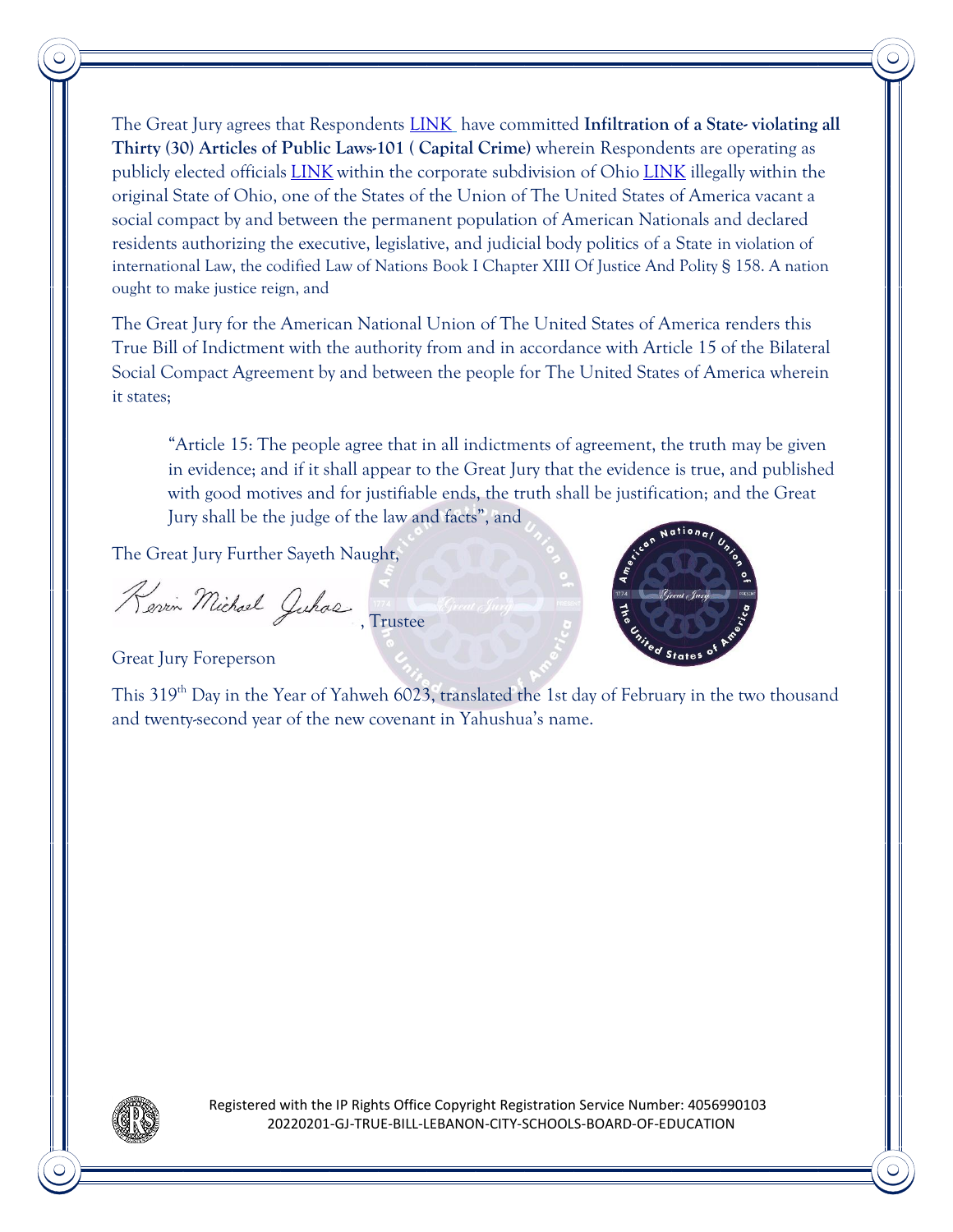The Great Jury agrees that Respondents LINK have committed **Infiltration of a State- violating all Thirty (30) Articles of Public Laws-101 ( Capital Crime)** wherein Respondents are operating as publicly elected officials LINK within the corporate subdivision of Ohio LINK illegally within the original State of Ohio, one of the States of the Union of The United States of America vacant a social compact by and between the permanent population of American Nationals and declared residents authorizing the executive, legislative, and judicial body politics of a State in violation of international Law, the codified Law of Nations Book I Chapter XIII Of Justice And Polity § 158. A nation ought to make justice reign, and

The Great Jury for the American National Union of The United States of America renders this True Bill of Indictment with the authority from and in accordance with Article 15 of the Bilateral Social Compact Agreement by and between the people for The United States of America wherein it states;

> "Article 15: The people agree that in all indictments of agreement, the truth may be given in evidence; and if it shall appear to the Great Jury that the evidence is true, and published with good motives and for justifiable ends, the truth shall be justification; and the Great Jury shall be the judge of the law and facts", and

The Great Jury Further Sayeth Naught,

Kevin Michael Juhas, Trustee

Great Jury Foreperson

This 319th Day in the Year of Yahweh 6023, translated the 1st day of February in the two thousand and twenty-second year of the new covenant in Yahushua's name.

Registered with the IP Rights Office Copyright Registration Service Number: 4056990103
20220201-GJ-TRUE-BILL-LEBANON-CITY-SCHOOLS-BOARD-OF-EDUCATION